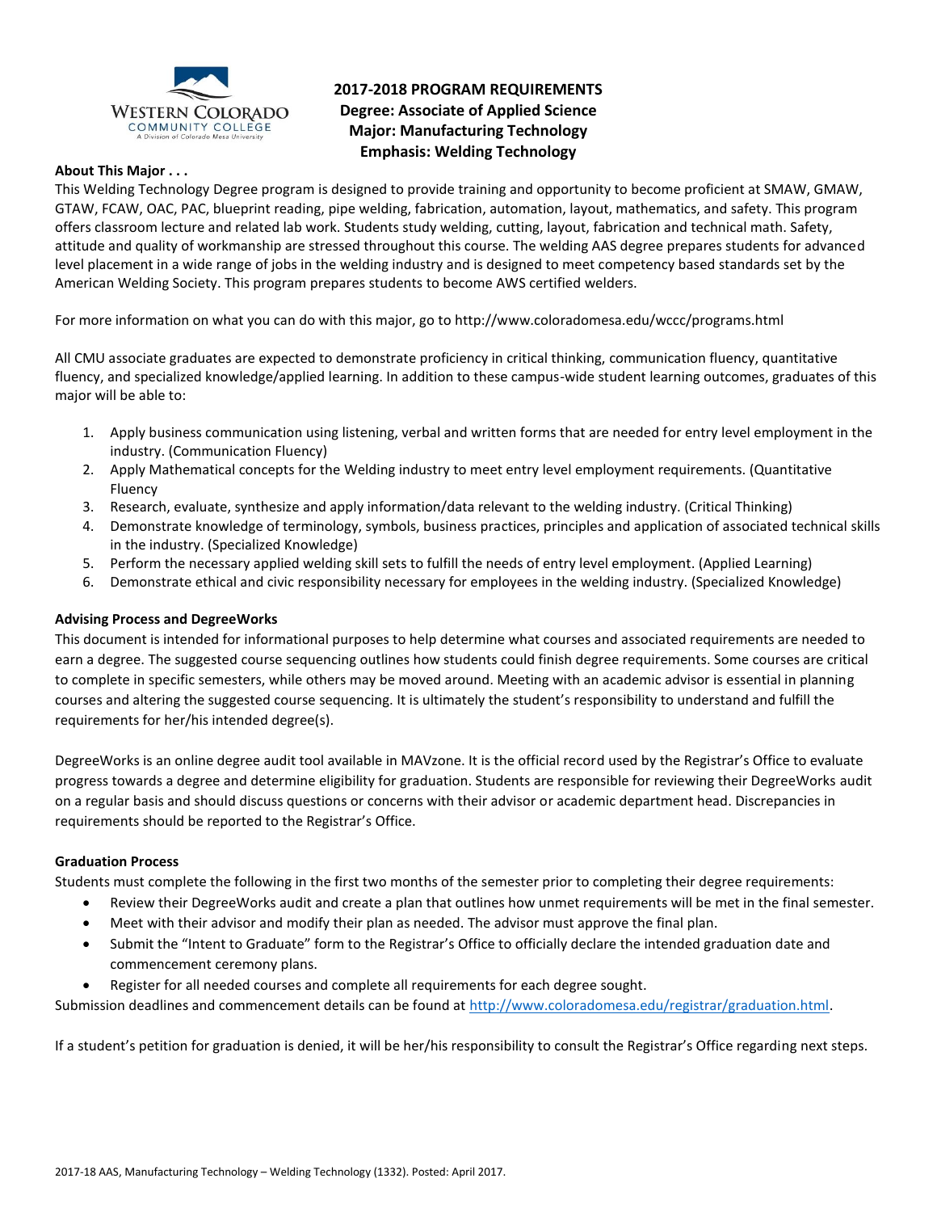# 2017-2018 PROGRAM REQUIREMENTS
## Degree: Associate of Applied Science
## Major: Manufacturing Technology
## Emphasis: Welding Technology

**About This Major . . .**

This Welding Technology Degree program is designed to provide training and opportunity to become proficient at SMAW, GMAW, GTAW, FCAW, OAC, PAC, blueprint reading, pipe welding, fabrication, automation, layout, mathematics, and safety. This program offers classroom lecture and related lab work. Students study welding, cutting, layout, fabrication and technical math. Safety, attitude and quality of workmanship are stressed throughout this course. The welding AAS degree prepares students for advanced level placement in a wide range of jobs in the welding industry and is designed to meet competency based standards set by the American Welding Society. This program prepares students to become AWS certified welders.

For more information on what you can do with this major, go to http://www.coloradomesa.edu/wccc/programs.html

All CMU associate graduates are expected to demonstrate proficiency in critical thinking, communication fluency, quantitative fluency, and specialized knowledge/applied learning. In addition to these campus-wide student learning outcomes, graduates of this major will be able to:

1. Apply business communication using listening, verbal and written forms that are needed for entry level employment in the industry. (Communication Fluency)
2. Apply Mathematical concepts for the Welding industry to meet entry level employment requirements. (Quantitative Fluency
3. Research, evaluate, synthesize and apply information/data relevant to the welding industry. (Critical Thinking)
4. Demonstrate knowledge of terminology, symbols, business practices, principles and application of associated technical skills in the industry. (Specialized Knowledge)
5. Perform the necessary applied welding skill sets to fulfill the needs of entry level employment. (Applied Learning)
6. Demonstrate ethical and civic responsibility necessary for employees in the welding industry. (Specialized Knowledge)

**Advising Process and DegreeWorks**

This document is intended for informational purposes to help determine what courses and associated requirements are needed to earn a degree. The suggested course sequencing outlines how students could finish degree requirements. Some courses are critical to complete in specific semesters, while others may be moved around. Meeting with an academic advisor is essential in planning courses and altering the suggested course sequencing. It is ultimately the student's responsibility to understand and fulfill the requirements for her/his intended degree(s).

DegreeWorks is an online degree audit tool available in MAVzone. It is the official record used by the Registrar's Office to evaluate progress towards a degree and determine eligibility for graduation. Students are responsible for reviewing their DegreeWorks audit on a regular basis and should discuss questions or concerns with their advisor or academic department head. Discrepancies in requirements should be reported to the Registrar's Office.

**Graduation Process**

Students must complete the following in the first two months of the semester prior to completing their degree requirements:

- Review their DegreeWorks audit and create a plan that outlines how unmet requirements will be met in the final semester.
- Meet with their advisor and modify their plan as needed. The advisor must approve the final plan.
- Submit the "Intent to Graduate" form to the Registrar's Office to officially declare the intended graduation date and commencement ceremony plans.
- Register for all needed courses and complete all requirements for each degree sought.

Submission deadlines and commencement details can be found at http://www.coloradomesa.edu/registrar/graduation.html.

If a student's petition for graduation is denied, it will be her/his responsibility to consult the Registrar's Office regarding next steps.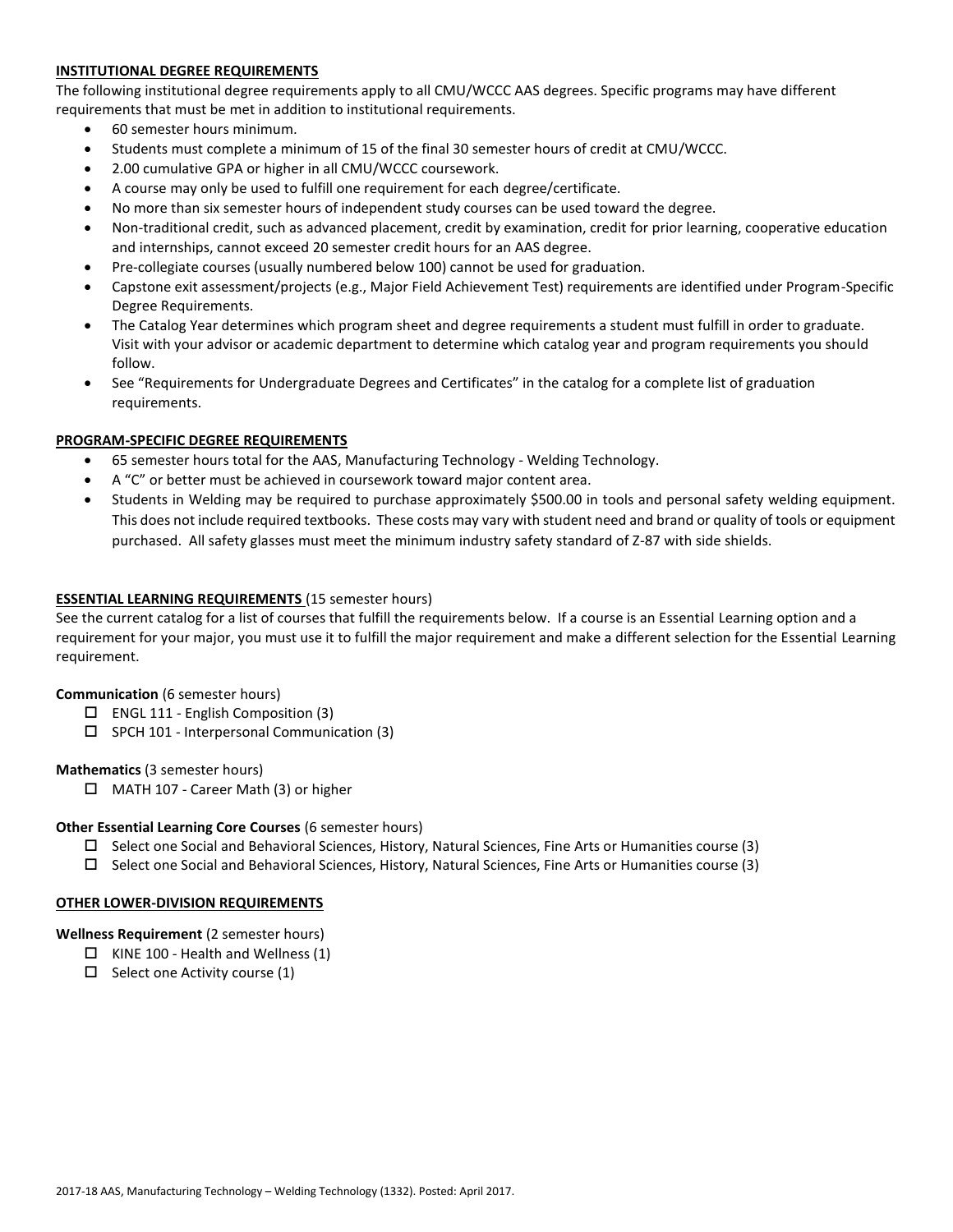## INSTITUTIONAL DEGREE REQUIREMENTS

The following institutional degree requirements apply to all CMU/WCCC AAS degrees. Specific programs may have different requirements that must be met in addition to institutional requirements.

- 60 semester hours minimum.
- Students must complete a minimum of 15 of the final 30 semester hours of credit at CMU/WCCC.
- 2.00 cumulative GPA or higher in all CMU/WCCC coursework.
- A course may only be used to fulfill one requirement for each degree/certificate.
- No more than six semester hours of independent study courses can be used toward the degree.
- Non-traditional credit, such as advanced placement, credit by examination, credit for prior learning, cooperative education and internships, cannot exceed 20 semester credit hours for an AAS degree.
- Pre-collegiate courses (usually numbered below 100) cannot be used for graduation.
- Capstone exit assessment/projects (e.g., Major Field Achievement Test) requirements are identified under Program-Specific Degree Requirements.
- The Catalog Year determines which program sheet and degree requirements a student must fulfill in order to graduate. Visit with your advisor or academic department to determine which catalog year and program requirements you should follow.
- See "Requirements for Undergraduate Degrees and Certificates" in the catalog for a complete list of graduation requirements.

## PROGRAM-SPECIFIC DEGREE REQUIREMENTS

- 65 semester hours total for the AAS, Manufacturing Technology - Welding Technology.
- A "C" or better must be achieved in coursework toward major content area.
- Students in Welding may be required to purchase approximately $500.00 in tools and personal safety welding equipment. This does not include required textbooks. These costs may vary with student need and brand or quality of tools or equipment purchased. All safety glasses must meet the minimum industry safety standard of Z-87 with side shields.

## ESSENTIAL LEARNING REQUIREMENTS (15 semester hours)

See the current catalog for a list of courses that fulfill the requirements below. If a course is an Essential Learning option and a requirement for your major, you must use it to fulfill the major requirement and make a different selection for the Essential Learning requirement.

**Communication** (6 semester hours)

- ☐ ENGL 111 - English Composition (3)
- ☐ SPCH 101 - Interpersonal Communication (3)

**Mathematics** (3 semester hours)

- ☐ MATH 107 - Career Math (3) or higher

**Other Essential Learning Core Courses** (6 semester hours)

- ☐ Select one Social and Behavioral Sciences, History, Natural Sciences, Fine Arts or Humanities course (3)
- ☐ Select one Social and Behavioral Sciences, History, Natural Sciences, Fine Arts or Humanities course (3)

## OTHER LOWER-DIVISION REQUIREMENTS

**Wellness Requirement** (2 semester hours)

- ☐ KINE 100 - Health and Wellness (1)
- ☐ Select one Activity course (1)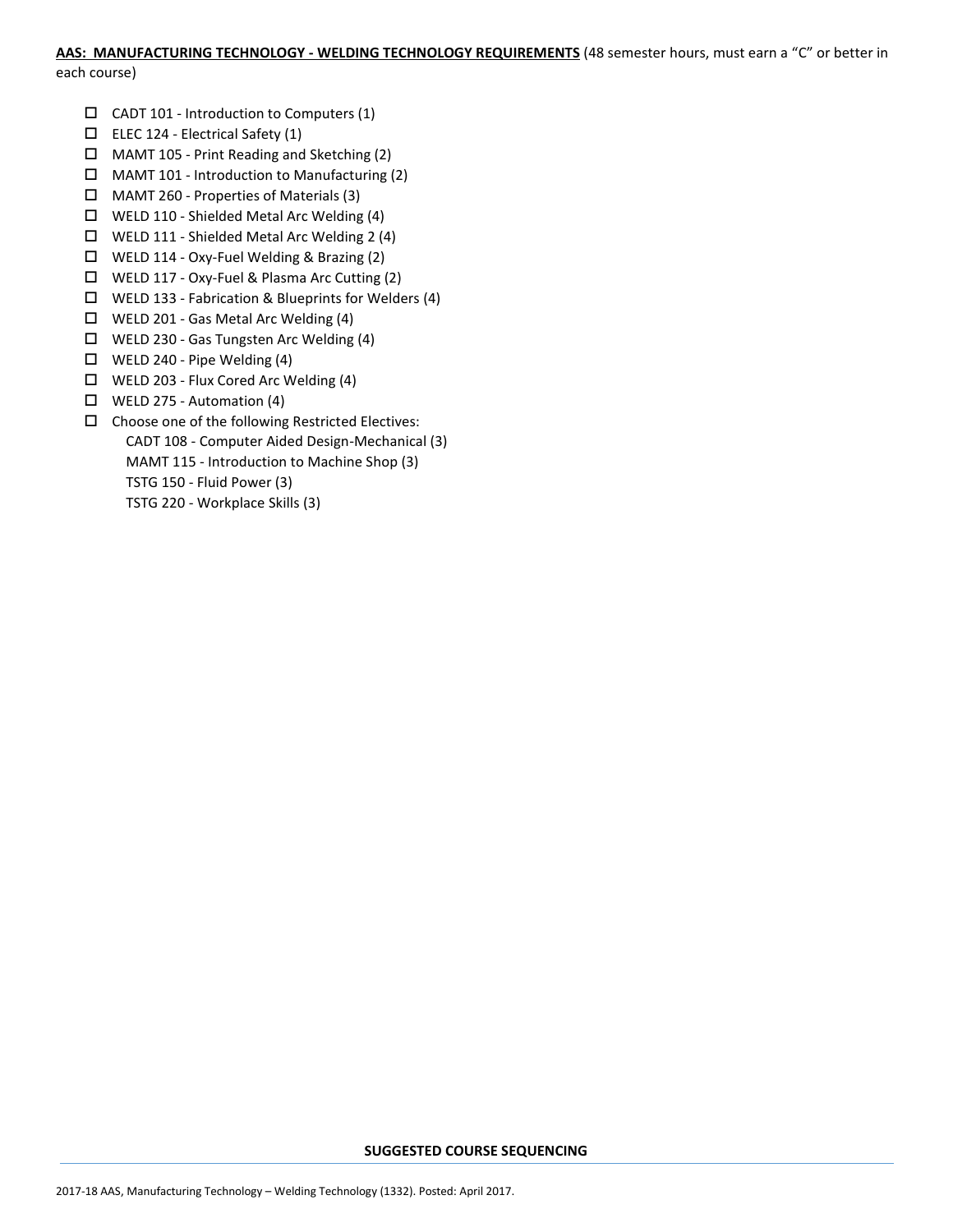**AAS: MANUFACTURING TECHNOLOGY - WELDING TECHNOLOGY REQUIREMENTS** (48 semester hours, must earn a "C" or better in each course)

- ☐ CADT 101 - Introduction to Computers (1)
- ☐ ELEC 124 - Electrical Safety (1)
- ☐ MAMT 105 - Print Reading and Sketching (2)
- ☐ MAMT 101 - Introduction to Manufacturing (2)
- ☐ MAMT 260 - Properties of Materials (3)
- ☐ WELD 110 - Shielded Metal Arc Welding (4)
- ☐ WELD 111 - Shielded Metal Arc Welding 2 (4)
- ☐ WELD 114 - Oxy-Fuel Welding & Brazing (2)
- ☐ WELD 117 - Oxy-Fuel & Plasma Arc Cutting (2)
- ☐ WELD 133 - Fabrication & Blueprints for Welders (4)
- ☐ WELD 201 - Gas Metal Arc Welding (4)
- ☐ WELD 230 - Gas Tungsten Arc Welding (4)
- ☐ WELD 240 - Pipe Welding (4)
- ☐ WELD 203 - Flux Cored Arc Welding (4)
- ☐ WELD 275 - Automation (4)
- ☐ Choose one of the following Restricted Electives:
  - CADT 108 - Computer Aided Design-Mechanical (3)
  - MAMT 115 - Introduction to Machine Shop (3)
  - TSTG 150 - Fluid Power (3)
  - TSTG 220 - Workplace Skills (3)

**SUGGESTED COURSE SEQUENCING**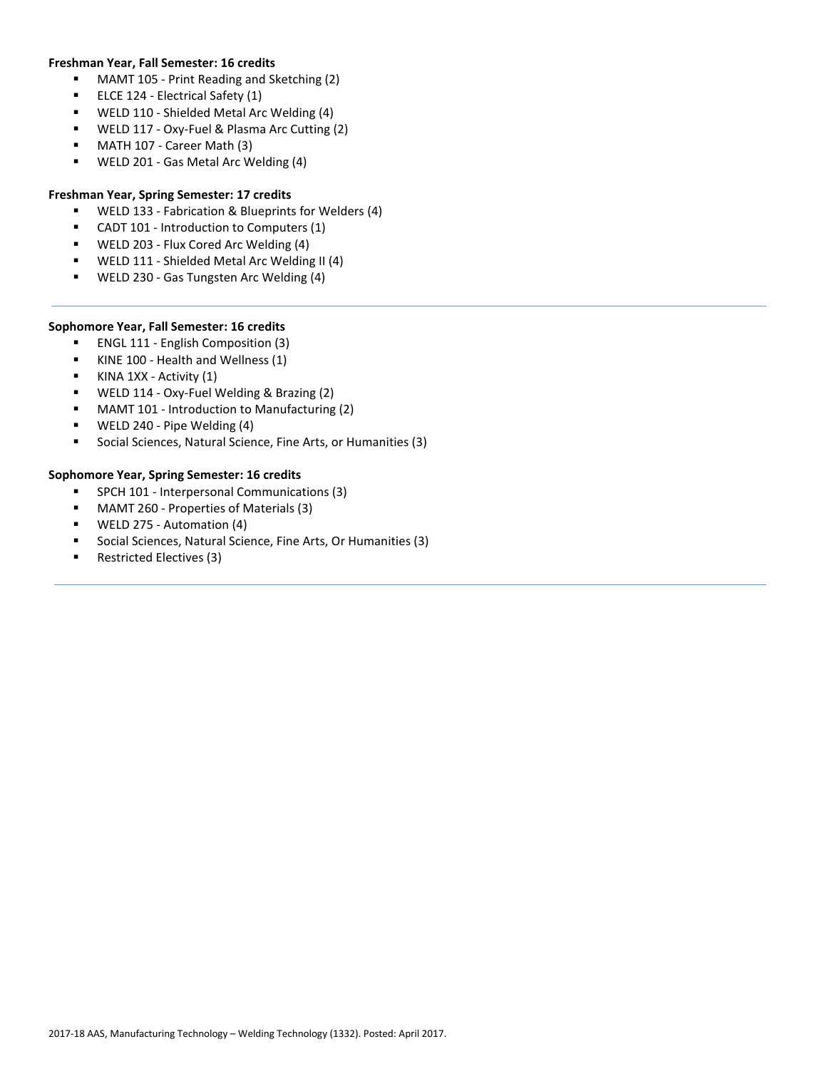**Freshman Year, Fall Semester: 16 credits**

- MAMT 105 - Print Reading and Sketching (2)
- ELCE 124 - Electrical Safety (1)
- WELD 110 - Shielded Metal Arc Welding (4)
- WELD 117 - Oxy-Fuel & Plasma Arc Cutting (2)
- MATH 107 - Career Math (3)
- WELD 201 - Gas Metal Arc Welding (4)

**Freshman Year, Spring Semester: 17 credits**

- WELD 133 - Fabrication & Blueprints for Welders (4)
- CADT 101 - Introduction to Computers (1)
- WELD 203 - Flux Cored Arc Welding (4)
- WELD 111 - Shielded Metal Arc Welding II (4)
- WELD 230 - Gas Tungsten Arc Welding (4)

---

**Sophomore Year, Fall Semester: 16 credits**

- ENGL 111 - English Composition (3)
- KINE 100 - Health and Wellness (1)
- KINA 1XX - Activity (1)
- WELD 114 - Oxy-Fuel Welding & Brazing (2)
- MAMT 101 - Introduction to Manufacturing (2)
- WELD 240 - Pipe Welding (4)
- Social Sciences, Natural Science, Fine Arts, or Humanities (3)

**Sophomore Year, Spring Semester: 16 credits**

- SPCH 101 - Interpersonal Communications (3)
- MAMT 260 - Properties of Materials (3)
- WELD 275 - Automation (4)
- Social Sciences, Natural Science, Fine Arts, Or Humanities (3)
- Restricted Electives (3)

---

2017-18 AAS, Manufacturing Technology – Welding Technology (1332). Posted: April 2017.